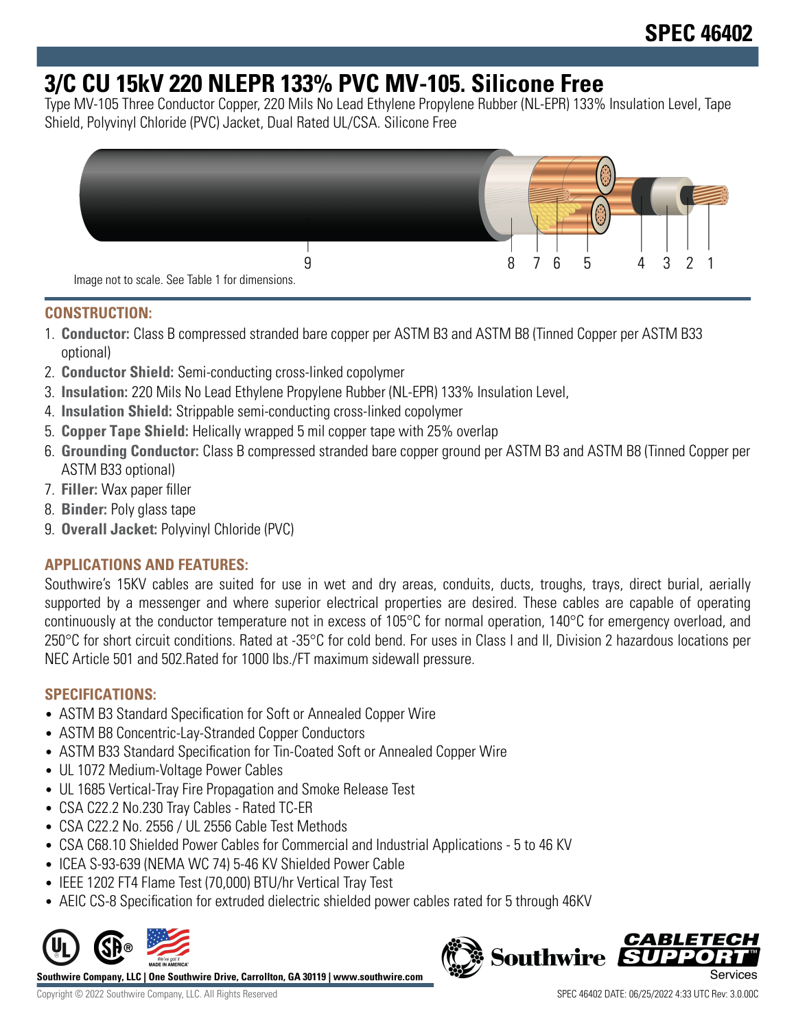# SPEC 46402

# 3/C CU 15kV 220 NLEPR 133% PVC MV-105. Silicone Free

Type MV-105 Three Conductor Copper, 220 Mils No Lead Ethylene Propylene Rubber (NL-EPR) 133% Insulation Level, Tape Shield, Polyvinyl Chloride (PVC) Jacket, Dual Rated UL/CSA. Silicone Free

9 8 7 6 5 4 3 2 1

Image not to scale. See Table 1 for dimensions.

## CONSTRUCTION:

1. **Conductor:** Class B compressed stranded bare copper per ASTM B3 and ASTM B8 (Tinned Copper per ASTM B33 optional)
2. **Conductor Shield:** Semi-conducting cross-linked copolymer
3. **Insulation:** 220 Mils No Lead Ethylene Propylene Rubber (NL-EPR) 133% Insulation Level,
4. **Insulation Shield:** Strippable semi-conducting cross-linked copolymer
5. **Copper Tape Shield:** Helically wrapped 5 mil copper tape with 25% overlap
6. **Grounding Conductor:** Class B compressed stranded bare copper ground per ASTM B3 and ASTM B8 (Tinned Copper per ASTM B33 optional)
7. **Filler:** Wax paper filler
8. **Binder:** Poly glass tape
9. **Overall Jacket:** Polyvinyl Chloride (PVC)

## APPLICATIONS AND FEATURES:

Southwire's 15KV cables are suited for use in wet and dry areas, conduits, ducts, troughs, trays, direct burial, aerially supported by a messenger and where superior electrical properties are desired. These cables are capable of operating continuously at the conductor temperature not in excess of 105°C for normal operation, 140°C for emergency overload, and 250°C for short circuit conditions. Rated at -35°C for cold bend. For uses in Class I and II, Division 2 hazardous locations per NEC Article 501 and 502.Rated for 1000 lbs./FT maximum sidewall pressure.

## SPECIFICATIONS:

- ASTM B3 Standard Specification for Soft or Annealed Copper Wire
- ASTM B8 Concentric-Lay-Stranded Copper Conductors
- ASTM B33 Standard Specification for Tin-Coated Soft or Annealed Copper Wire
- UL 1072 Medium-Voltage Power Cables
- UL 1685 Vertical-Tray Fire Propagation and Smoke Release Test
- CSA C22.2 No.230 Tray Cables - Rated TC-ER
- CSA C22.2 No. 2556 / UL 2556 Cable Test Methods
- CSA C68.10 Shielded Power Cables for Commercial and Industrial Applications - 5 to 46 KV
- ICEA S-93-639 (NEMA WC 74) 5-46 KV Shielded Power Cable
- IEEE 1202 FT4 Flame Test (70,000) BTU/hr Vertical Tray Test
- AEIC CS-8 Specification for extruded dielectric shielded power cables rated for 5 through 46KV

**Southwire Company, LLC | One Southwire Drive, Carrollton, GA 30119 | www.southwire.com**

Copyright © 2022 Southwire Company, LLC. All Rights Reserved

SPEC 46402 DATE: 06/25/2022 4:33 UTC Rev: 3.0.00C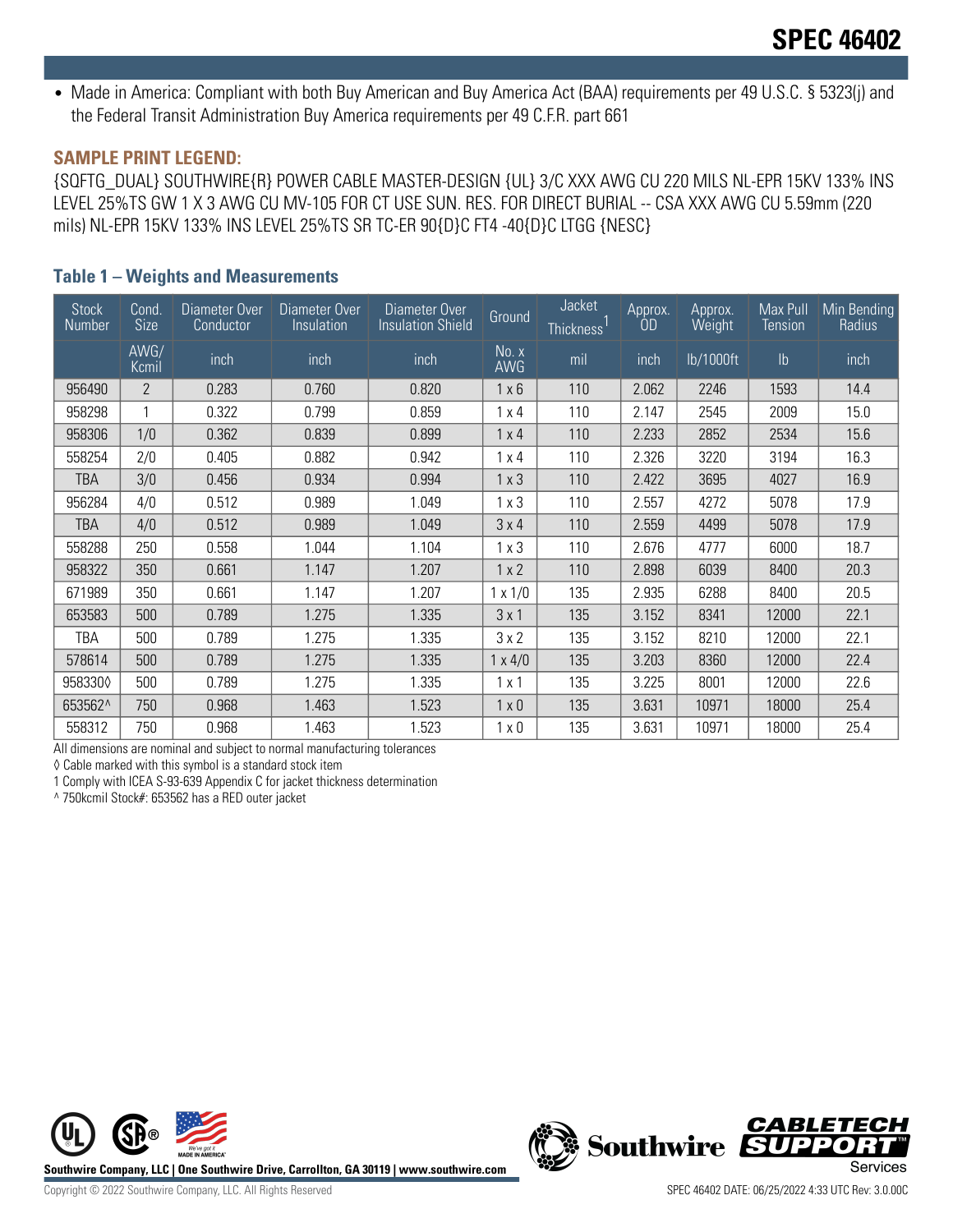- Made in America: Compliant with both Buy American and Buy America Act (BAA) requirements per 49 U.S.C. § 5323(j) and the Federal Transit Administration Buy America requirements per 49 C.F.R. part 661

### SAMPLE PRINT LEGEND:

{SQFTG_DUAL} SOUTHWIRE{R} POWER CABLE MASTER-DESIGN {UL} 3/C XXX AWG CU 220 MILS NL-EPR 15KV 133% INS LEVEL 25%TS GW 1 X 3 AWG CU MV-105 FOR CT USE SUN. RES. FOR DIRECT BURIAL -- CSA XXX AWG CU 5.59mm (220 mils) NL-EPR 15KV 133% INS LEVEL 25%TS SR TC-ER 90{D}C FT4 -40{D}C LTGG {NESC}

### Table 1 – Weights and Measurements

| Stock Number | Cond. Size | Diameter Over Conductor | Diameter Over Insulation | Diameter Over Insulation Shield | Ground | Jacket Thickness[1] | Approx. OD | Approx. Weight | Max Pull Tension | Min Bending Radius |
|---|---|---|---|---|---|---|---|---|---|---|
| | AWG/ Kcmil | inch | inch | inch | No. x AWG | mil | inch | lb/1000ft | lb | inch |
| 956490 | 2 | 0.283 | 0.760 | 0.820 | 1 x 6 | 110 | 2.062 | 2246 | 1593 | 14.4 |
| 958298 | 1 | 0.322 | 0.799 | 0.859 | 1 x 4 | 110 | 2.147 | 2545 | 2009 | 15.0 |
| 958306 | 1/0 | 0.362 | 0.839 | 0.899 | 1 x 4 | 110 | 2.233 | 2852 | 2534 | 15.6 |
| 558254 | 2/0 | 0.405 | 0.882 | 0.942 | 1 x 4 | 110 | 2.326 | 3220 | 3194 | 16.3 |
| TBA | 3/0 | 0.456 | 0.934 | 0.994 | 1 x 3 | 110 | 2.422 | 3695 | 4027 | 16.9 |
| 956284 | 4/0 | 0.512 | 0.989 | 1.049 | 1 x 3 | 110 | 2.557 | 4272 | 5078 | 17.9 |
| TBA | 4/0 | 0.512 | 0.989 | 1.049 | 3 x 4 | 110 | 2.559 | 4499 | 5078 | 17.9 |
| 558288 | 250 | 0.558 | 1.044 | 1.104 | 1 x 3 | 110 | 2.676 | 4777 | 6000 | 18.7 |
| 958322 | 350 | 0.661 | 1.147 | 1.207 | 1 x 2 | 110 | 2.898 | 6039 | 8400 | 20.3 |
| 671989 | 350 | 0.661 | 1.147 | 1.207 | 1 x 1/0 | 135 | 2.935 | 6288 | 8400 | 20.5 |
| 653583 | 500 | 0.789 | 1.275 | 1.335 | 3 x 1 | 135 | 3.152 | 8341 | 12000 | 22.1 |
| TBA | 500 | 0.789 | 1.275 | 1.335 | 3 x 2 | 135 | 3.152 | 8210 | 12000 | 22.1 |
| 578614 | 500 | 0.789 | 1.275 | 1.335 | 1 x 4/0 | 135 | 3.203 | 8360 | 12000 | 22.4 |
| 958330◊ | 500 | 0.789 | 1.275 | 1.335 | 1 x 1 | 135 | 3.225 | 8001 | 12000 | 22.6 |
| 653562^ | 750 | 0.968 | 1.463 | 1.523 | 1 x 0 | 135 | 3.631 | 10971 | 18000 | 25.4 |
| 558312 | 750 | 0.968 | 1.463 | 1.523 | 1 x 0 | 135 | 3.631 | 10971 | 18000 | 25.4 |

All dimensions are nominal and subject to normal manufacturing tolerances

◊ Cable marked with this symbol is a standard stock item

1 Comply with ICEA S-93-639 Appendix C for jacket thickness determination

^ 750kcmil Stock#: 653562 has a RED outer jacket

Southwire Company, LLC | One Southwire Drive, Carrollton, GA 30119 | www.southwire.com

Copyright © 2022 Southwire Company, LLC. All Rights Reserved

SPEC 46402 DATE: 06/25/2022 4:33 UTC Rev: 3.0.00C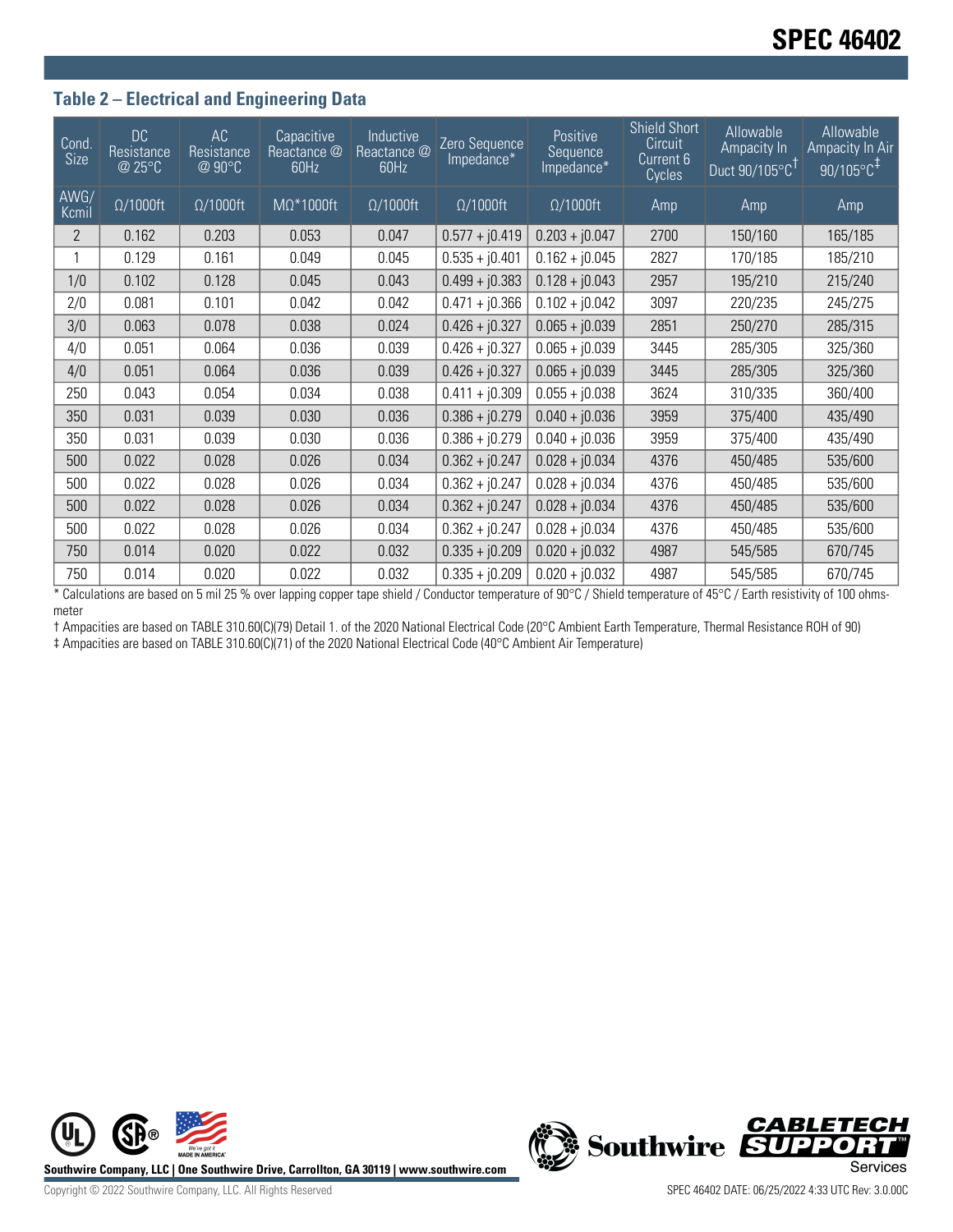## Table 2 – Electrical and Engineering Data

| Cond. Size | DC Resistance @ 25°C | AC Resistance @ 90°C | Capacitive Reactance @ 60Hz | Inductive Reactance @ 60Hz | Zero Sequence Impedance* | Positive Sequence Impedance* | Shield Short Circuit Current 6 Cycles | Allowable Ampacity In Duct 90/105°C† | Allowable Ampacity In Air 90/105°C‡ |
|---|---|---|---|---|---|---|---|---|---|
| AWG/ Kcmil | Ω/1000ft | Ω/1000ft | MΩ*1000ft | Ω/1000ft | Ω/1000ft | Ω/1000ft | Amp | Amp | Amp |
| 2 | 0.162 | 0.203 | 0.053 | 0.047 | 0.577 + j0.419 | 0.203 + j0.047 | 2700 | 150/160 | 165/185 |
| 1 | 0.129 | 0.161 | 0.049 | 0.045 | 0.535 + j0.401 | 0.162 + j0.045 | 2827 | 170/185 | 185/210 |
| 1/0 | 0.102 | 0.128 | 0.045 | 0.043 | 0.499 + j0.383 | 0.128 + j0.043 | 2957 | 195/210 | 215/240 |
| 2/0 | 0.081 | 0.101 | 0.042 | 0.042 | 0.471 + j0.366 | 0.102 + j0.042 | 3097 | 220/235 | 245/275 |
| 3/0 | 0.063 | 0.078 | 0.038 | 0.024 | 0.426 + j0.327 | 0.065 + j0.039 | 2851 | 250/270 | 285/315 |
| 4/0 | 0.051 | 0.064 | 0.036 | 0.039 | 0.426 + j0.327 | 0.065 + j0.039 | 3445 | 285/305 | 325/360 |
| 4/0 | 0.051 | 0.064 | 0.036 | 0.039 | 0.426 + j0.327 | 0.065 + j0.039 | 3445 | 285/305 | 325/360 |
| 250 | 0.043 | 0.054 | 0.034 | 0.038 | 0.411 + j0.309 | 0.055 + j0.038 | 3624 | 310/335 | 360/400 |
| 350 | 0.031 | 0.039 | 0.030 | 0.036 | 0.386 + j0.279 | 0.040 + j0.036 | 3959 | 375/400 | 435/490 |
| 350 | 0.031 | 0.039 | 0.030 | 0.036 | 0.386 + j0.279 | 0.040 + j0.036 | 3959 | 375/400 | 435/490 |
| 500 | 0.022 | 0.028 | 0.026 | 0.034 | 0.362 + j0.247 | 0.028 + j0.034 | 4376 | 450/485 | 535/600 |
| 500 | 0.022 | 0.028 | 0.026 | 0.034 | 0.362 + j0.247 | 0.028 + j0.034 | 4376 | 450/485 | 535/600 |
| 500 | 0.022 | 0.028 | 0.026 | 0.034 | 0.362 + j0.247 | 0.028 + j0.034 | 4376 | 450/485 | 535/600 |
| 500 | 0.022 | 0.028 | 0.026 | 0.034 | 0.362 + j0.247 | 0.028 + j0.034 | 4376 | 450/485 | 535/600 |
| 750 | 0.014 | 0.020 | 0.022 | 0.032 | 0.335 + j0.209 | 0.020 + j0.032 | 4987 | 545/585 | 670/745 |
| 750 | 0.014 | 0.020 | 0.022 | 0.032 | 0.335 + j0.209 | 0.020 + j0.032 | 4987 | 545/585 | 670/745 |

* Calculations are based on 5 mil 25 % over lapping copper tape shield / Conductor temperature of 90°C / Shield temperature of 45°C / Earth resistivity of 100 ohms-meter

† Ampacities are based on TABLE 310.60(C)(79) Detail 1. of the 2020 National Electrical Code (20°C Ambient Earth Temperature, Thermal Resistance ROH of 90)

‡ Ampacities are based on TABLE 310.60(C)(71) of the 2020 National Electrical Code (40°C Ambient Air Temperature)